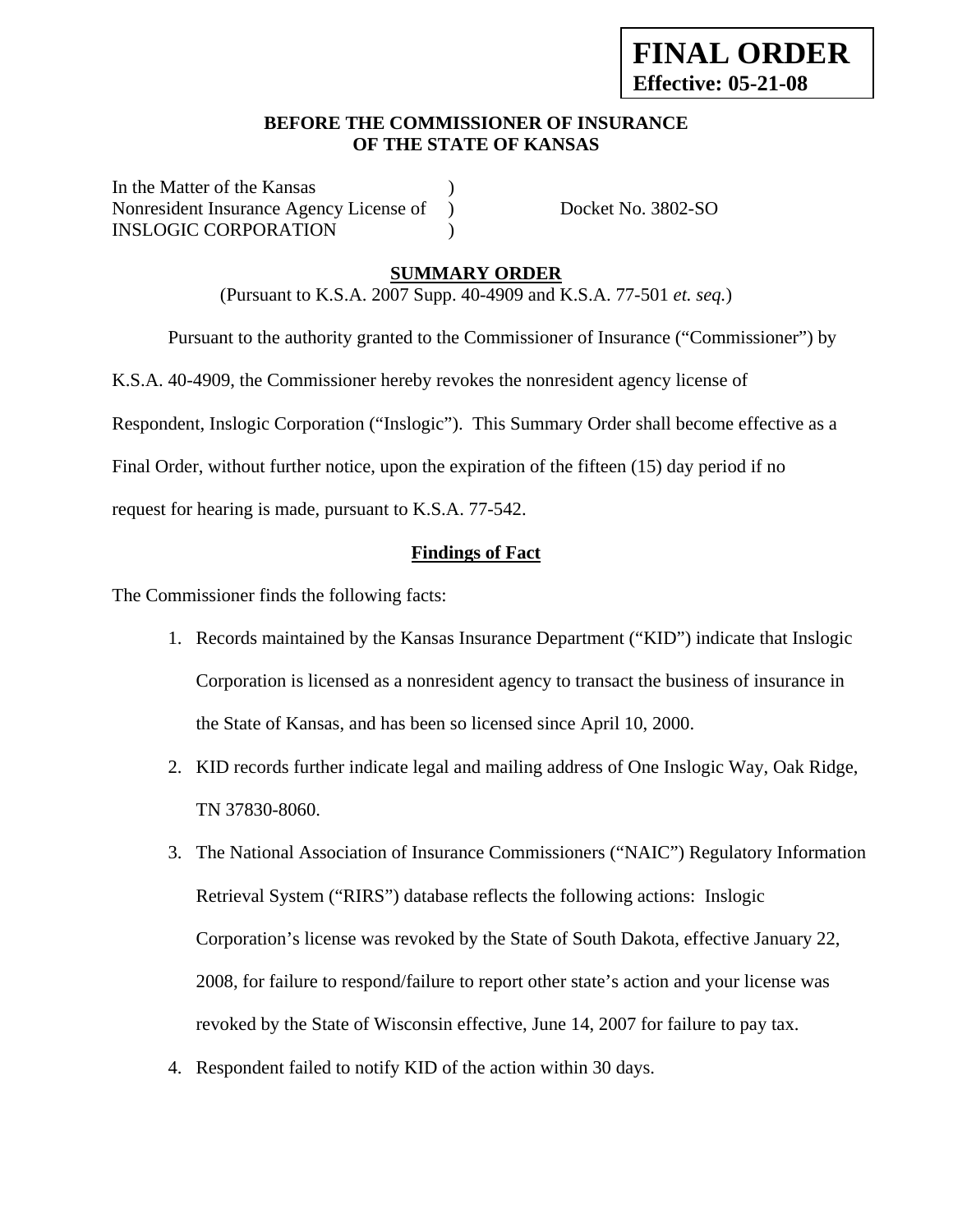**FINAL ORDER**
**Effective: 05-21-08**

**BEFORE THE COMMISSIONER OF INSURANCE**
**OF THE STATE OF KANSAS**

In the Matter of the Kansas )
Nonresident Insurance Agency License of ) Docket No. 3802-SO
INSLOGIC CORPORATION )

**SUMMARY ORDER**

(Pursuant to K.S.A. 2007 Supp. 40-4909 and K.S.A. 77-501 *et. seq.*)

Pursuant to the authority granted to the Commissioner of Insurance ("Commissioner") by K.S.A. 40-4909, the Commissioner hereby revokes the nonresident agency license of Respondent, Inslogic Corporation ("Inslogic"). This Summary Order shall become effective as a Final Order, without further notice, upon the expiration of the fifteen (15) day period if no request for hearing is made, pursuant to K.S.A. 77-542.

**Findings of Fact**

The Commissioner finds the following facts:

1. Records maintained by the Kansas Insurance Department ("KID") indicate that Inslogic Corporation is licensed as a nonresident agency to transact the business of insurance in the State of Kansas, and has been so licensed since April 10, 2000.
2. KID records further indicate legal and mailing address of One Inslogic Way, Oak Ridge, TN 37830-8060.
3. The National Association of Insurance Commissioners ("NAIC") Regulatory Information Retrieval System ("RIRS") database reflects the following actions: Inslogic Corporation's license was revoked by the State of South Dakota, effective January 22, 2008, for failure to respond/failure to report other state's action and your license was revoked by the State of Wisconsin effective, June 14, 2007 for failure to pay tax.
4. Respondent failed to notify KID of the action within 30 days.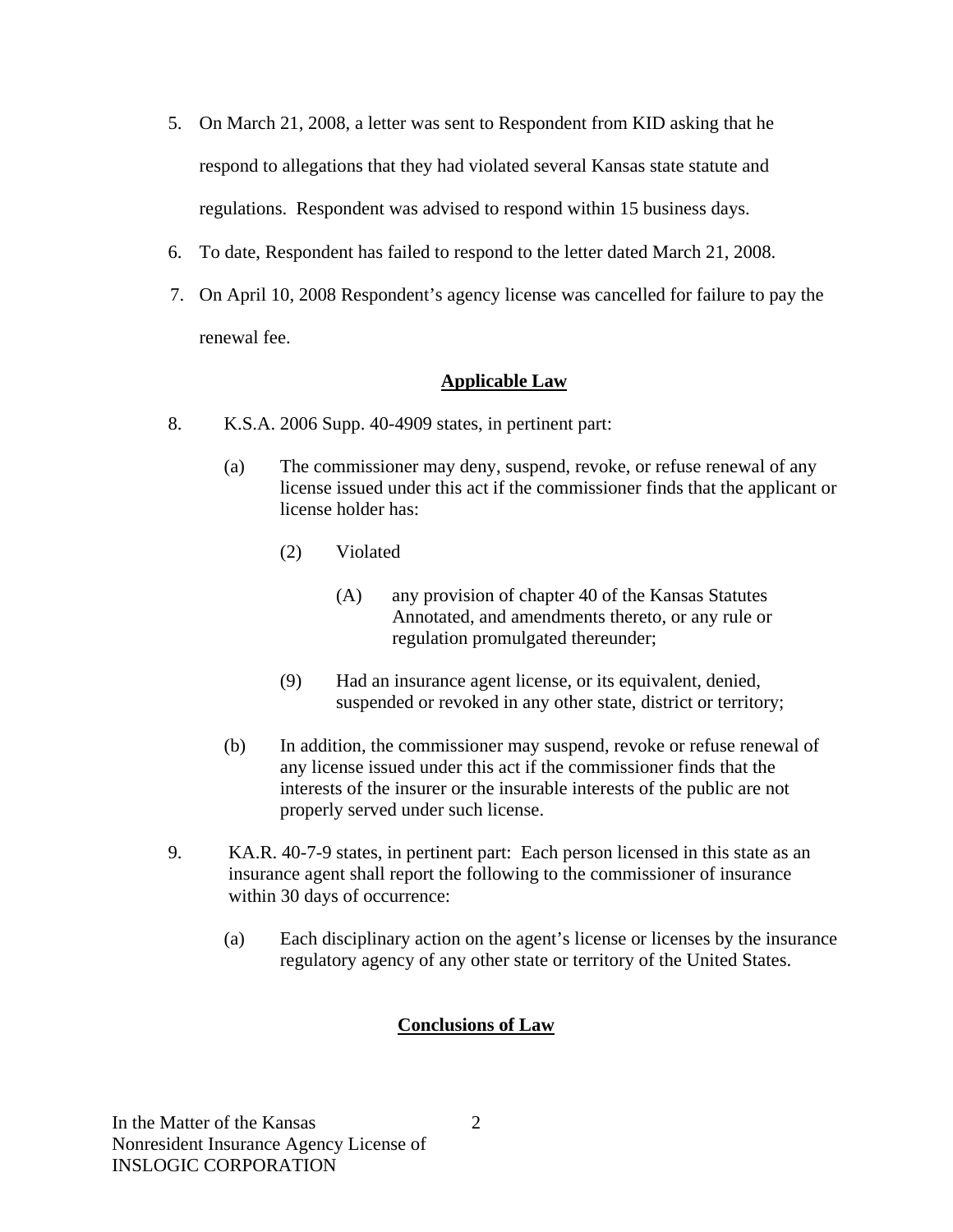5. On March 21, 2008, a letter was sent to Respondent from KID asking that he respond to allegations that they had violated several Kansas state statute and regulations. Respondent was advised to respond within 15 business days.
6. To date, Respondent has failed to respond to the letter dated March 21, 2008.
7. On April 10, 2008 Respondent's agency license was cancelled for failure to pay the renewal fee.

## Applicable Law

8. K.S.A. 2006 Supp. 40-4909 states, in pertinent part:

   (a) The commissioner may deny, suspend, revoke, or refuse renewal of any license issued under this act if the commissioner finds that the applicant or license holder has:

      (2) Violated

         (A) any provision of chapter 40 of the Kansas Statutes Annotated, and amendments thereto, or any rule or regulation promulgated thereunder;

      (9) Had an insurance agent license, or its equivalent, denied, suspended or revoked in any other state, district or territory;

   (b) In addition, the commissioner may suspend, revoke or refuse renewal of any license issued under this act if the commissioner finds that the interests of the insurer or the insurable interests of the public are not properly served under such license.

9. KA.R. 40-7-9 states, in pertinent part: Each person licensed in this state as an insurance agent shall report the following to the commissioner of insurance within 30 days of occurrence:

   (a) Each disciplinary action on the agent's license or licenses by the insurance regulatory agency of any other state or territory of the United States.

## Conclusions of Law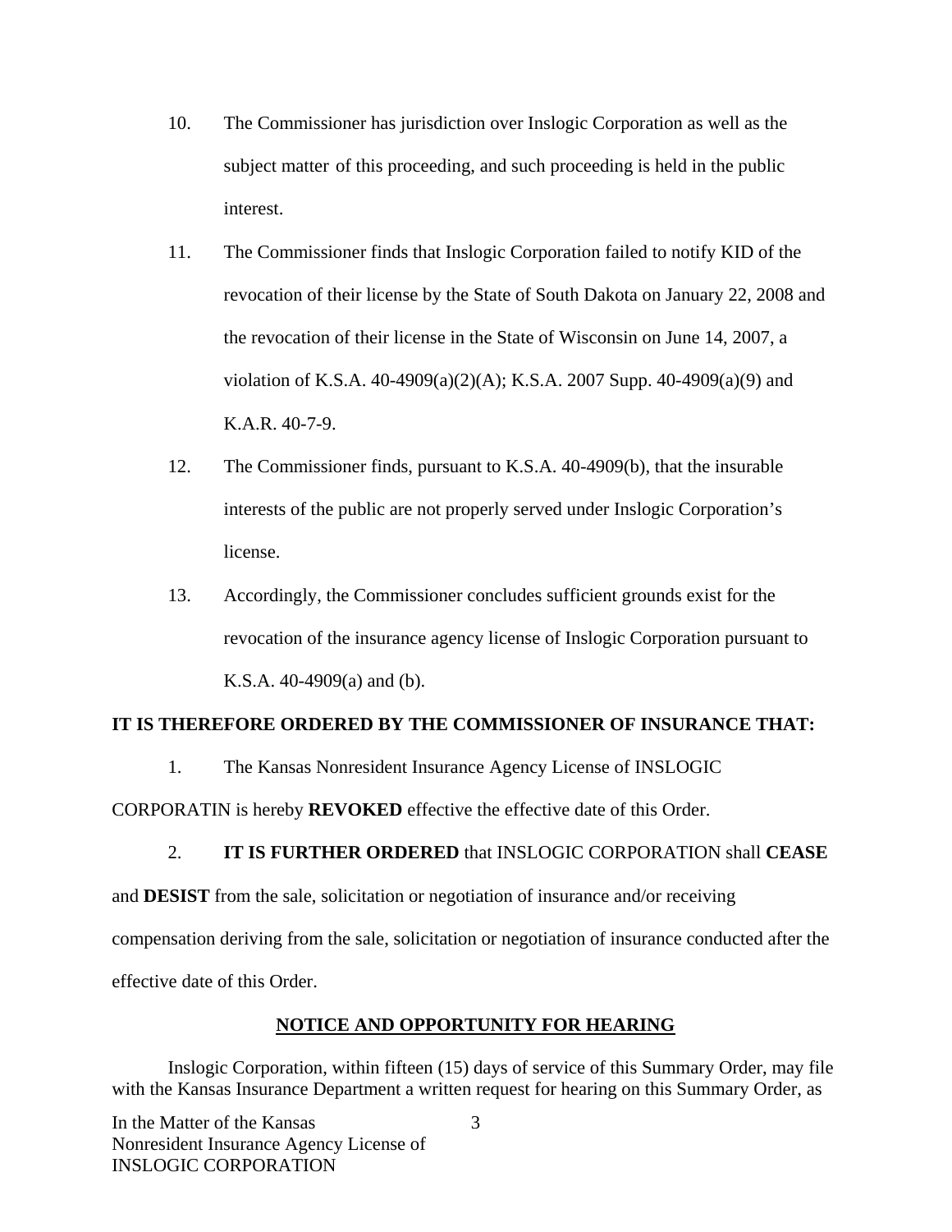10. The Commissioner has jurisdiction over Inslogic Corporation as well as the subject matter of this proceeding, and such proceeding is held in the public interest.

11. The Commissioner finds that Inslogic Corporation failed to notify KID of the revocation of their license by the State of South Dakota on January 22, 2008 and the revocation of their license in the State of Wisconsin on June 14, 2007, a violation of K.S.A. 40-4909(a)(2)(A); K.S.A. 2007 Supp. 40-4909(a)(9) and K.A.R. 40-7-9.

12. The Commissioner finds, pursuant to K.S.A. 40-4909(b), that the insurable interests of the public are not properly served under Inslogic Corporation's license.

13. Accordingly, the Commissioner concludes sufficient grounds exist for the revocation of the insurance agency license of Inslogic Corporation pursuant to K.S.A. 40-4909(a) and (b).

**IT IS THEREFORE ORDERED BY THE COMMISSIONER OF INSURANCE THAT:**

1. The Kansas Nonresident Insurance Agency License of INSLOGIC CORPORATIN is hereby **REVOKED** effective the effective date of this Order.

2. **IT IS FURTHER ORDERED** that INSLOGIC CORPORATION shall **CEASE** and **DESIST** from the sale, solicitation or negotiation of insurance and/or receiving compensation deriving from the sale, solicitation or negotiation of insurance conducted after the effective date of this Order.

## NOTICE AND OPPORTUNITY FOR HEARING

Inslogic Corporation, within fifteen (15) days of service of this Summary Order, may file with the Kansas Insurance Department a written request for hearing on this Summary Order, as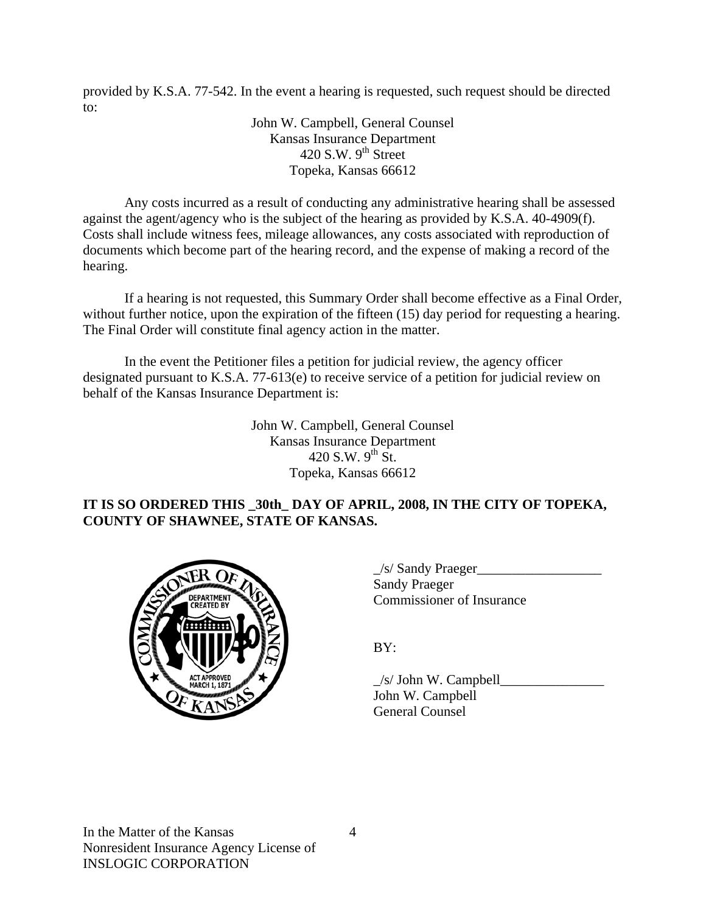provided by K.S.A. 77-542. In the event a hearing is requested, such request should be directed to:

John W. Campbell, General Counsel
Kansas Insurance Department
420 S.W. 9th Street
Topeka, Kansas 66612

Any costs incurred as a result of conducting any administrative hearing shall be assessed against the agent/agency who is the subject of the hearing as provided by K.S.A. 40-4909(f). Costs shall include witness fees, mileage allowances, any costs associated with reproduction of documents which become part of the hearing record, and the expense of making a record of the hearing.

If a hearing is not requested, this Summary Order shall become effective as a Final Order, without further notice, upon the expiration of the fifteen (15) day period for requesting a hearing. The Final Order will constitute final agency action in the matter.

In the event the Petitioner files a petition for judicial review, the agency officer designated pursuant to K.S.A. 77-613(e) to receive service of a petition for judicial review on behalf of the Kansas Insurance Department is:

John W. Campbell, General Counsel
Kansas Insurance Department
420 S.W. 9th St.
Topeka, Kansas 66612

**IT IS SO ORDERED THIS _30th_ DAY OF APRIL, 2008, IN THE CITY OF TOPEKA, COUNTY OF SHAWNEE, STATE OF KANSAS.**

_/s/ Sandy Praeger__________________
Sandy Praeger
Commissioner of Insurance

BY:

_/s/ John W. Campbell_______________
John W. Campbell
General Counsel

In the Matter of the Kansas
Nonresident Insurance Agency License of
INSLOGIC CORPORATION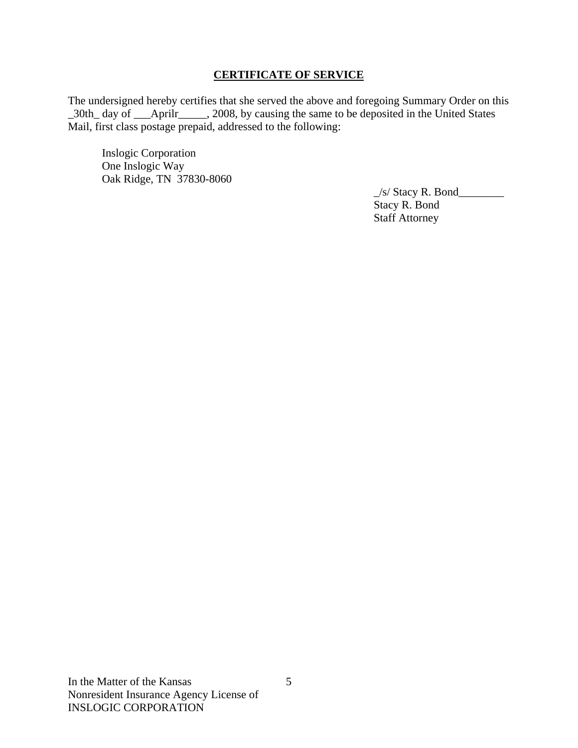**CERTIFICATE OF SERVICE**

The undersigned hereby certifies that she served the above and foregoing Summary Order on this _30th_ day of ___Aprilr_____, 2008, by causing the same to be deposited in the United States Mail, first class postage prepaid, addressed to the following:

Inslogic Corporation
One Inslogic Way
Oak Ridge, TN 37830-8060

_/s/ Stacy R. Bond________
Stacy R. Bond
Staff Attorney